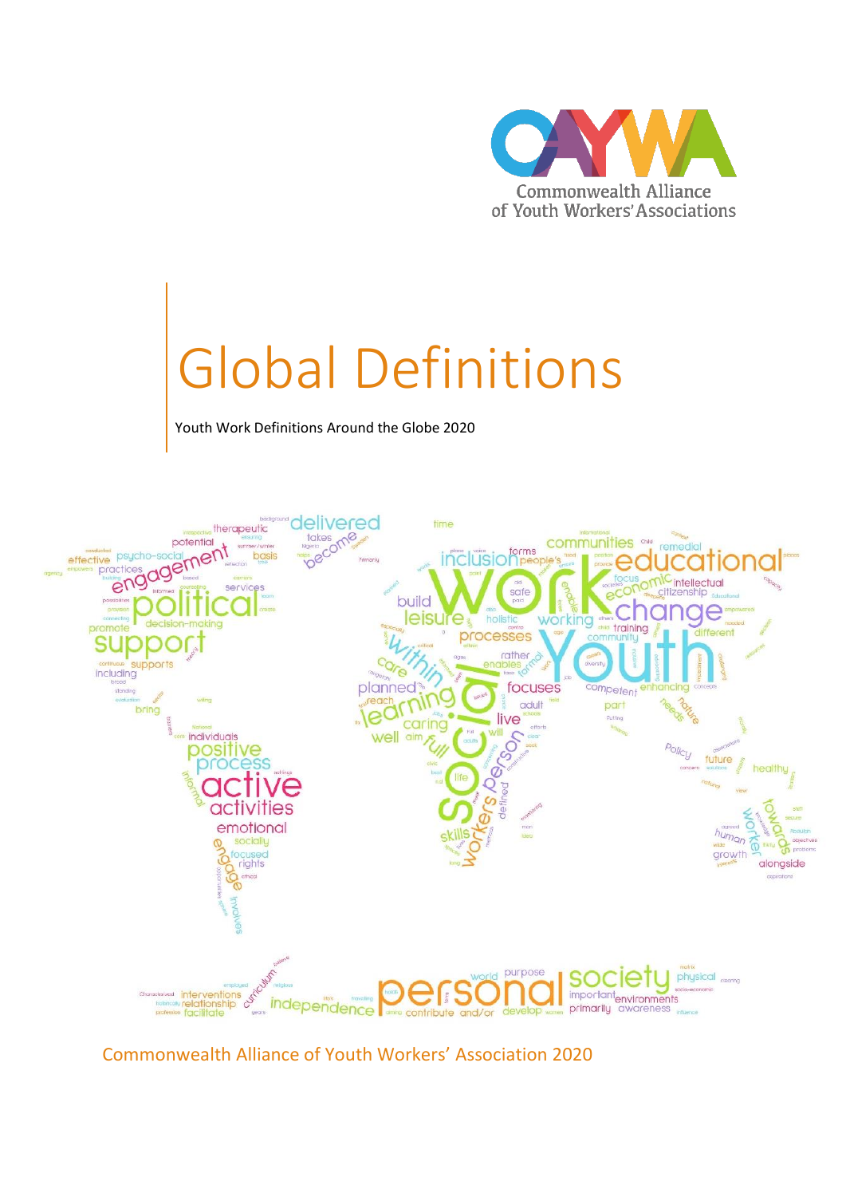Commonwealth Alliance of Youth Workers' Associations

# Global Definitions

Youth Work Definitions Around the Globe 2020

Commonwealth Alliance of Youth Workers' Association 2020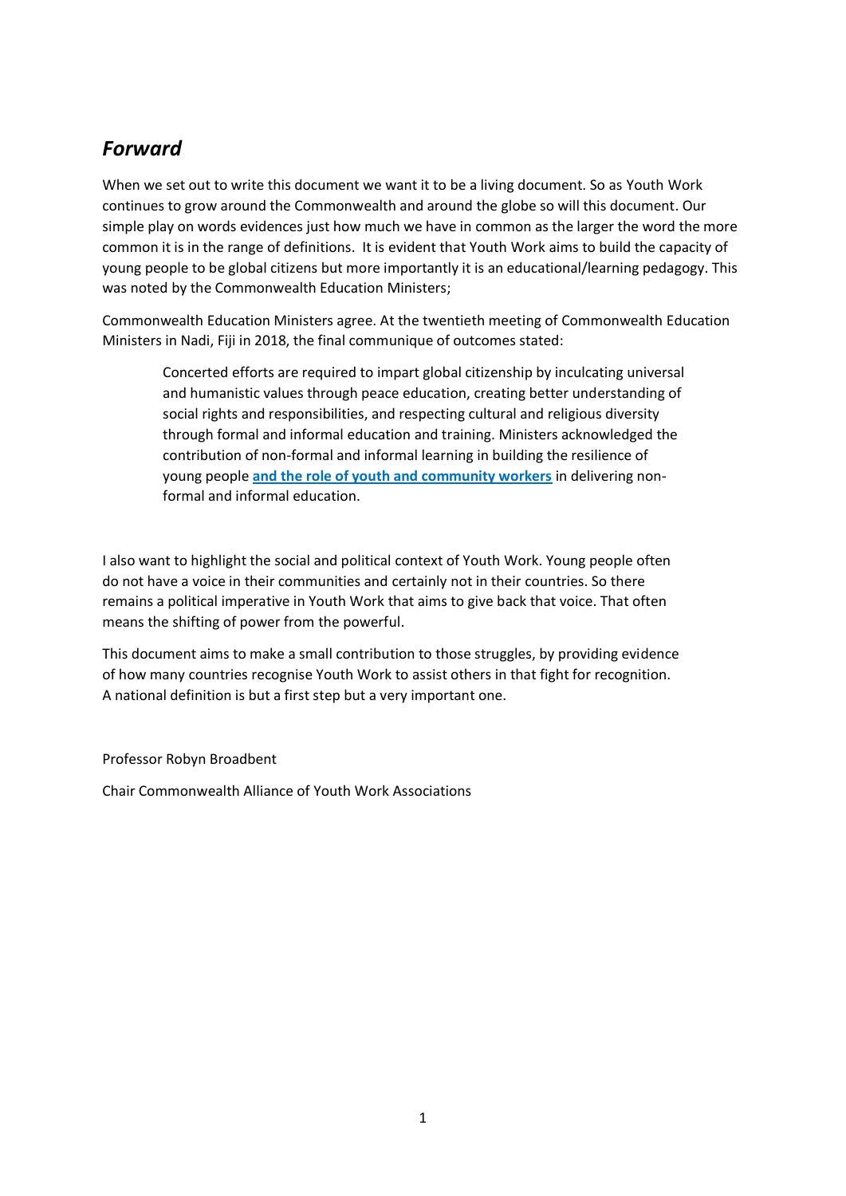## *Forward*

When we set out to write this document we want it to be a living document. So as Youth Work continues to grow around the Commonwealth and around the globe so will this document. Our simple play on words evidences just how much we have in common as the larger the word the more common it is in the range of definitions. It is evident that Youth Work aims to build the capacity of young people to be global citizens but more importantly it is an educational/learning pedagogy. This was noted by the Commonwealth Education Ministers;

Commonwealth Education Ministers agree. At the twentieth meeting of Commonwealth Education Ministers in Nadi, Fiji in 2018, the final communique of outcomes stated:

> Concerted efforts are required to impart global citizenship by inculcating universal and humanistic values through peace education, creating better understanding of social rights and responsibilities, and respecting cultural and religious diversity through formal and informal education and training. Ministers acknowledged the contribution of non-formal and informal learning in building the resilience of young people **and the role of youth and community workers** in delivering non-formal and informal education.

I also want to highlight the social and political context of Youth Work. Young people often do not have a voice in their communities and certainly not in their countries. So there remains a political imperative in Youth Work that aims to give back that voice. That often means the shifting of power from the powerful.

This document aims to make a small contribution to those struggles, by providing evidence of how many countries recognise Youth Work to assist others in that fight for recognition. A national definition is but a first step but a very important one.

Professor Robyn Broadbent

Chair Commonwealth Alliance of Youth Work Associations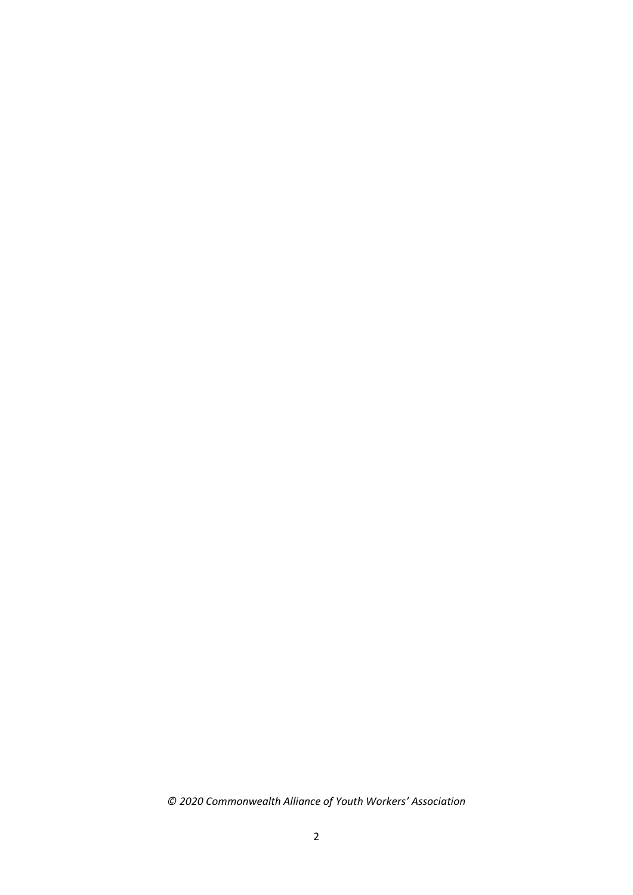*© 2020 Commonwealth Alliance of Youth Workers' Association*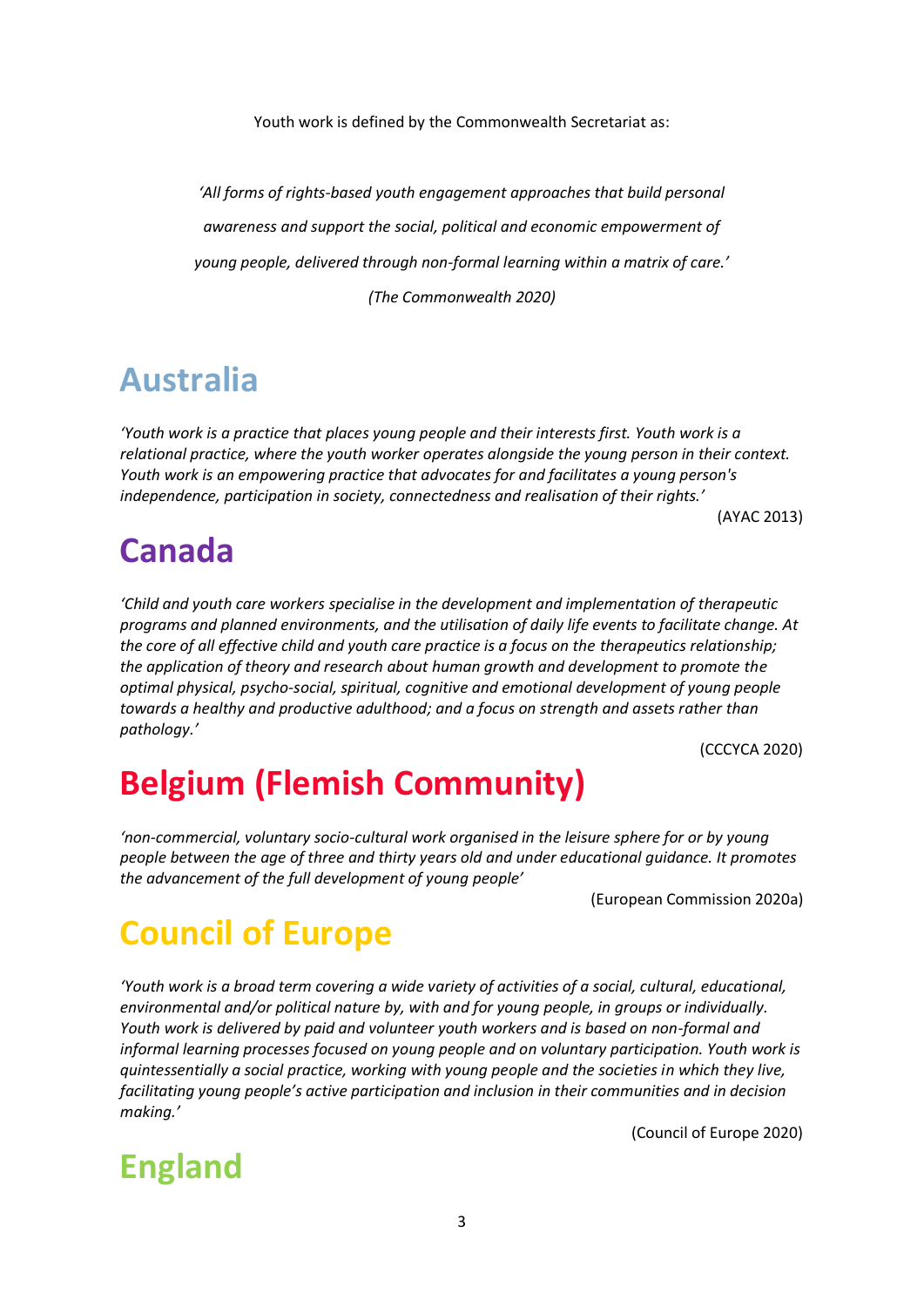Youth work is defined by the Commonwealth Secretariat as:

*'All forms of rights-based youth engagement approaches that build personal awareness and support the social, political and economic empowerment of young people, delivered through non-formal learning within a matrix of care.'*

*(The Commonwealth 2020)*

## Australia

*'Youth work is a practice that places young people and their interests first. Youth work is a relational practice, where the youth worker operates alongside the young person in their context. Youth work is an empowering practice that advocates for and facilitates a young person's independence, participation in society, connectedness and realisation of their rights.'*

(AYAC 2013)

## Canada

*'Child and youth care workers specialise in the development and implementation of therapeutic programs and planned environments, and the utilisation of daily life events to facilitate change. At the core of all effective child and youth care practice is a focus on the therapeutics relationship; the application of theory and research about human growth and development to promote the optimal physical, psycho-social, spiritual, cognitive and emotional development of young people towards a healthy and productive adulthood; and a focus on strength and assets rather than pathology.'*

(CCCYCA 2020)

## Belgium (Flemish Community)

*'non-commercial, voluntary socio-cultural work organised in the leisure sphere for or by young people between the age of three and thirty years old and under educational guidance. It promotes the advancement of the full development of young people'*

(European Commission 2020a)

## Council of Europe

*'Youth work is a broad term covering a wide variety of activities of a social, cultural, educational, environmental and/or political nature by, with and for young people, in groups or individually. Youth work is delivered by paid and volunteer youth workers and is based on non-formal and informal learning processes focused on young people and on voluntary participation. Youth work is quintessentially a social practice, working with young people and the societies in which they live, facilitating young people's active participation and inclusion in their communities and in decision making.'*

(Council of Europe 2020)

## England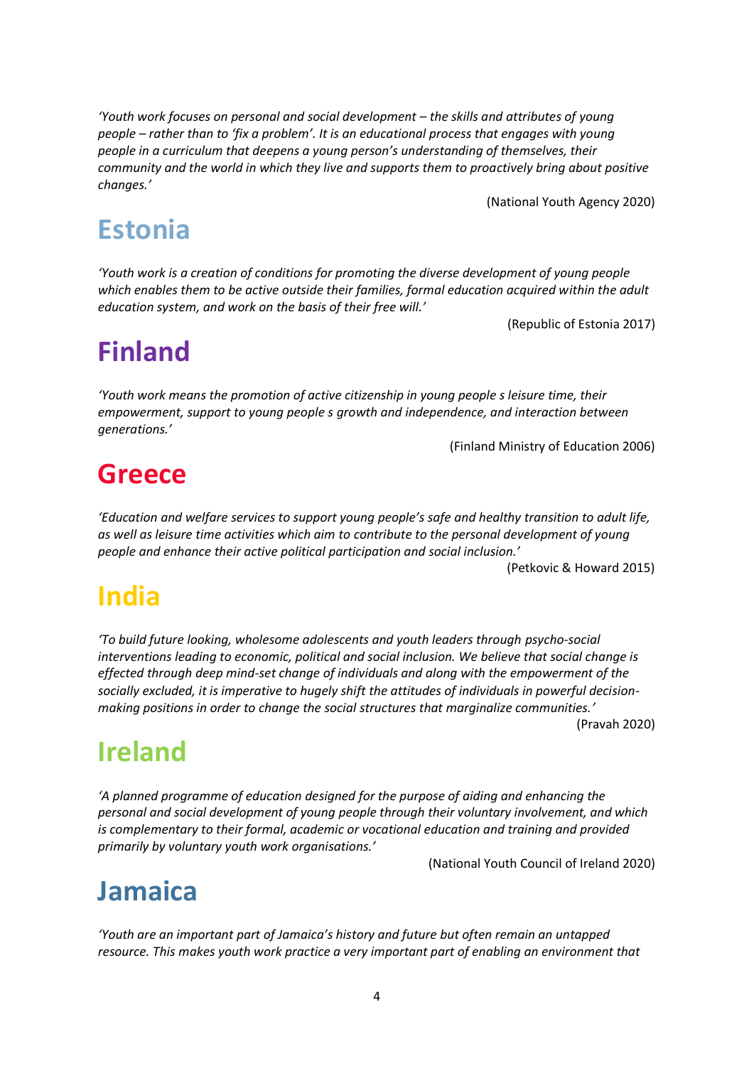*'Youth work focuses on personal and social development – the skills and attributes of young people – rather than to 'fix a problem'. It is an educational process that engages with young people in a curriculum that deepens a young person's understanding of themselves, their community and the world in which they live and supports them to proactively bring about positive changes.'*

(National Youth Agency 2020)

## Estonia

*'Youth work is a creation of conditions for promoting the diverse development of young people which enables them to be active outside their families, formal education acquired within the adult education system, and work on the basis of their free will.'*

(Republic of Estonia 2017)

## Finland

*'Youth work means the promotion of active citizenship in young people s leisure time, their empowerment, support to young people s growth and independence, and interaction between generations.'*

(Finland Ministry of Education 2006)

## Greece

*'Education and welfare services to support young people's safe and healthy transition to adult life, as well as leisure time activities which aim to contribute to the personal development of young people and enhance their active political participation and social inclusion.'*

(Petkovic & Howard 2015)

## India

*'To build future looking, wholesome adolescents and youth leaders through psycho-social interventions leading to economic, political and social inclusion. We believe that social change is effected through deep mind-set change of individuals and along with the empowerment of the socially excluded, it is imperative to hugely shift the attitudes of individuals in powerful decision-making positions in order to change the social structures that marginalize communities.'*

(Pravah 2020)

## Ireland

*'A planned programme of education designed for the purpose of aiding and enhancing the personal and social development of young people through their voluntary involvement, and which is complementary to their formal, academic or vocational education and training and provided primarily by voluntary youth work organisations.'*

(National Youth Council of Ireland 2020)

## Jamaica

*'Youth are an important part of Jamaica's history and future but often remain an untapped resource. This makes youth work practice a very important part of enabling an environment that*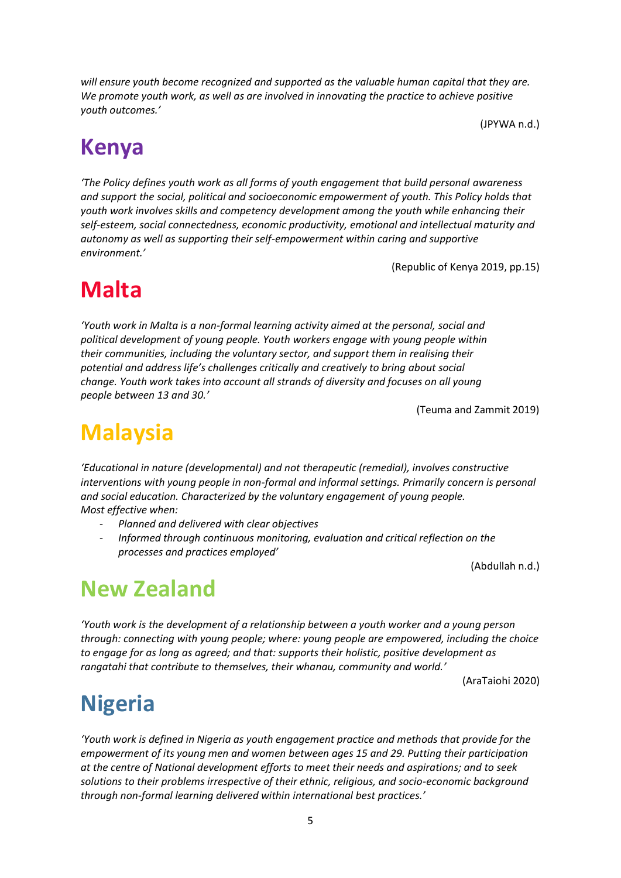*will ensure youth become recognized and supported as the valuable human capital that they are. We promote youth work, as well as are involved in innovating the practice to achieve positive youth outcomes.'*

(JPYWA n.d.)

# Kenya

*'The Policy defines youth work as all forms of youth engagement that build personal awareness and support the social, political and socioeconomic empowerment of youth. This Policy holds that youth work involves skills and competency development among the youth while enhancing their self-esteem, social connectedness, economic productivity, emotional and intellectual maturity and autonomy as well as supporting their self-empowerment within caring and supportive environment.'*

(Republic of Kenya 2019, pp.15)

# Malta

*'Youth work in Malta is a non-formal learning activity aimed at the personal, social and political development of young people. Youth workers engage with young people within their communities, including the voluntary sector, and support them in realising their potential and address life's challenges critically and creatively to bring about social change. Youth work takes into account all strands of diversity and focuses on all young people between 13 and 30.'*

(Teuma and Zammit 2019)

# Malaysia

*'Educational in nature (developmental) and not therapeutic (remedial), involves constructive interventions with young people in non-formal and informal settings. Primarily concern is personal and social education. Characterized by the voluntary engagement of young people.*
*Most effective when:*

- *Planned and delivered with clear objectives*
- *Informed through continuous monitoring, evaluation and critical reflection on the processes and practices employed'*

(Abdullah n.d.)

# New Zealand

*'Youth work is the development of a relationship between a youth worker and a young person through: connecting with young people; where: young people are empowered, including the choice to engage for as long as agreed; and that: supports their holistic, positive development as rangatahi that contribute to themselves, their whanau, community and world.'*

(AraTaiohi 2020)

# Nigeria

*'Youth work is defined in Nigeria as youth engagement practice and methods that provide for the empowerment of its young men and women between ages 15 and 29. Putting their participation at the centre of National development efforts to meet their needs and aspirations; and to seek solutions to their problems irrespective of their ethnic, religious, and socio-economic background through non-formal learning delivered within international best practices.'*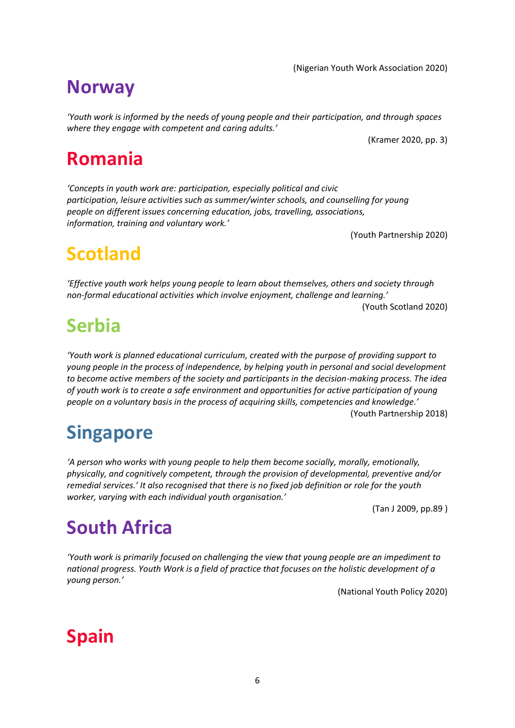(Nigerian Youth Work Association 2020)

## Norway

*'Youth work is informed by the needs of young people and their participation, and through spaces where they engage with competent and caring adults.'*

(Kramer 2020, pp. 3)

## Romania

*'Concepts in youth work are: participation, especially political and civic participation, leisure activities such as summer/winter schools, and counselling for young people on different issues concerning education, jobs, travelling, associations, information, training and voluntary work.'*

(Youth Partnership 2020)

## Scotland

*'Effective youth work helps young people to learn about themselves, others and society through non-formal educational activities which involve enjoyment, challenge and learning.'*

(Youth Scotland 2020)

## Serbia

*'Youth work is planned educational curriculum, created with the purpose of providing support to young people in the process of independence, by helping youth in personal and social development to become active members of the society and participants in the decision-making process. The idea of youth work is to create a safe environment and opportunities for active participation of young people on a voluntary basis in the process of acquiring skills, competencies and knowledge.'*

(Youth Partnership 2018)

## Singapore

*'A person who works with young people to help them become socially, morally, emotionally, physically, and cognitively competent, through the provision of developmental, preventive and/or remedial services.' It also recognised that there is no fixed job definition or role for the youth worker, varying with each individual youth organisation.'*

(Tan J 2009, pp.89 )

## South Africa

*'Youth work is primarily focused on challenging the view that young people are an impediment to national progress. Youth Work is a field of practice that focuses on the holistic development of a young person.'*

(National Youth Policy 2020)

## Spain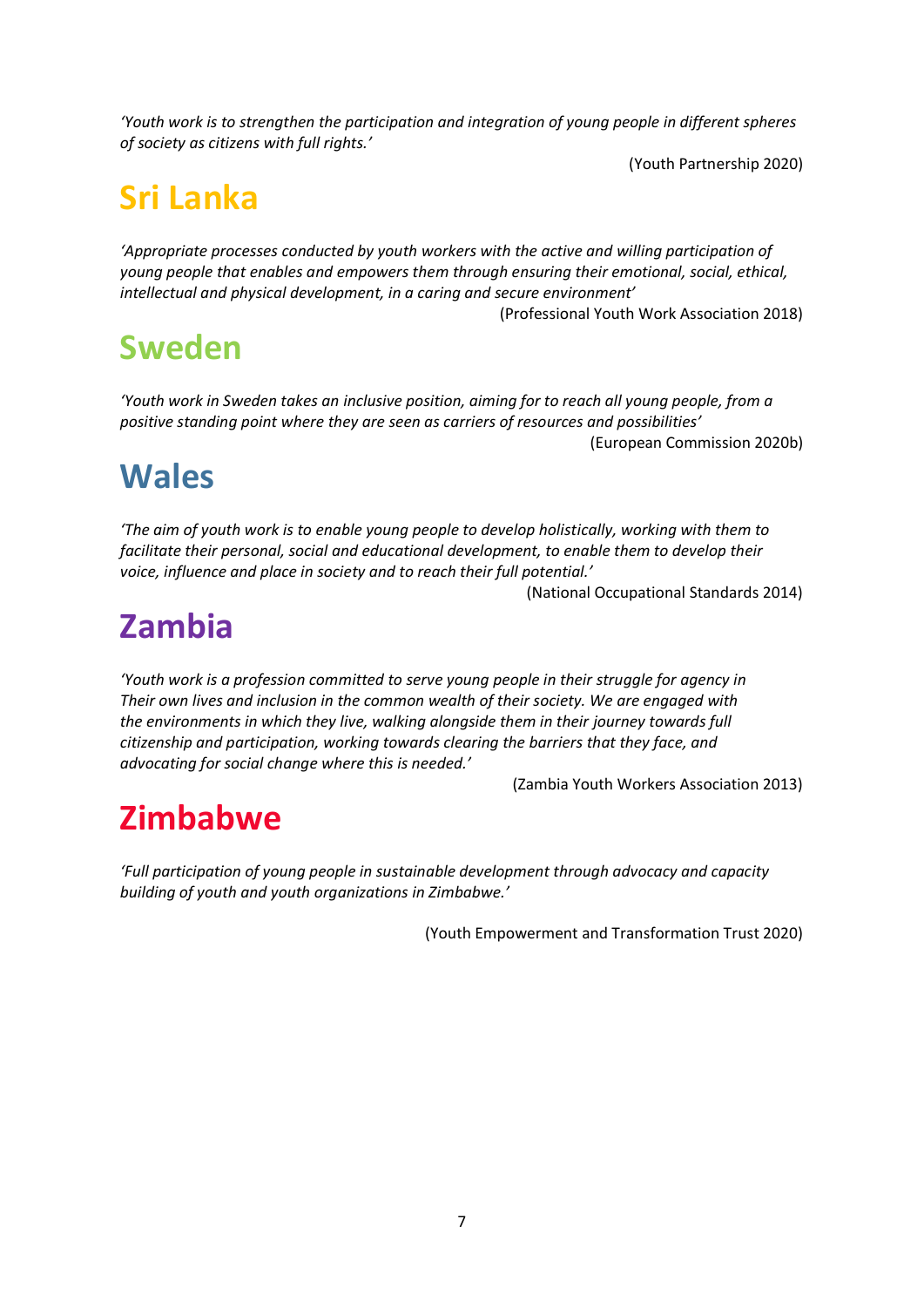*'Youth work is to strengthen the participation and integration of young people in different spheres of society as citizens with full rights.'*

(Youth Partnership 2020)

## Sri Lanka

*'Appropriate processes conducted by youth workers with the active and willing participation of young people that enables and empowers them through ensuring their emotional, social, ethical, intellectual and physical development, in a caring and secure environment'*

(Professional Youth Work Association 2018)

## Sweden

*'Youth work in Sweden takes an inclusive position, aiming for to reach all young people, from a positive standing point where they are seen as carriers of resources and possibilities'*

(European Commission 2020b)

## Wales

*'The aim of youth work is to enable young people to develop holistically, working with them to facilitate their personal, social and educational development, to enable them to develop their voice, influence and place in society and to reach their full potential.'*

(National Occupational Standards 2014)

## Zambia

*'Youth work is a profession committed to serve young people in their struggle for agency in Their own lives and inclusion in the common wealth of their society. We are engaged with the environments in which they live, walking alongside them in their journey towards full citizenship and participation, working towards clearing the barriers that they face, and advocating for social change where this is needed.'*

(Zambia Youth Workers Association 2013)

## Zimbabwe

*'Full participation of young people in sustainable development through advocacy and capacity building of youth and youth organizations in Zimbabwe.'*

(Youth Empowerment and Transformation Trust 2020)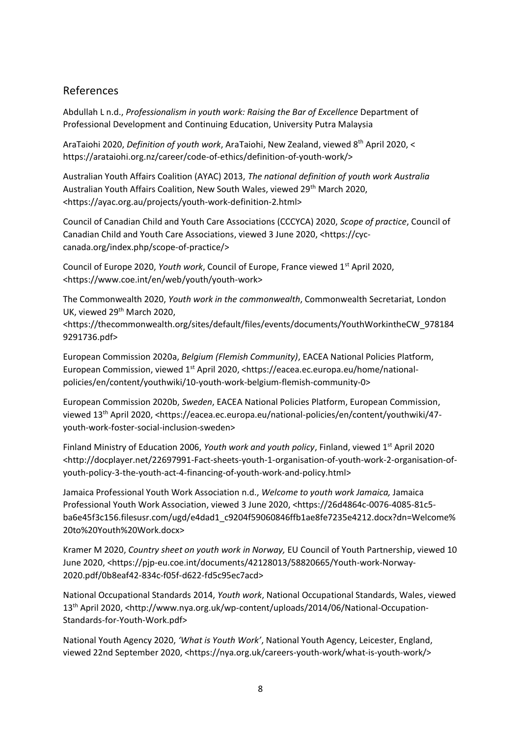## References

Abdullah L n.d., *Professionalism in youth work: Raising the Bar of Excellence* Department of Professional Development and Continuing Education, University Putra Malaysia

AraTaiohi 2020, *Definition of youth work*, AraTaiohi, New Zealand, viewed 8th April 2020, < https://arataiohi.org.nz/career/code-of-ethics/definition-of-youth-work/>

Australian Youth Affairs Coalition (AYAC) 2013, *The national definition of youth work Australia* Australian Youth Affairs Coalition, New South Wales, viewed 29th March 2020, <https://ayac.org.au/projects/youth-work-definition-2.html>

Council of Canadian Child and Youth Care Associations (CCCYCA) 2020, *Scope of practice*, Council of Canadian Child and Youth Care Associations, viewed 3 June 2020, <https://cyc-canada.org/index.php/scope-of-practice/>

Council of Europe 2020, *Youth work*, Council of Europe, France viewed 1st April 2020, <https://www.coe.int/en/web/youth/youth-work>

The Commonwealth 2020, *Youth work in the commonwealth*, Commonwealth Secretariat, London UK, viewed 29th March 2020, <https://thecommonwealth.org/sites/default/files/events/documents/YouthWorkintheCW_9781849291736.pdf>

European Commission 2020a, *Belgium (Flemish Community)*, EACEA National Policies Platform, European Commission, viewed 1st April 2020, <https://eacea.ec.europa.eu/home/national-policies/en/content/youthwiki/10-youth-work-belgium-flemish-community-0>

European Commission 2020b, *Sweden*, EACEA National Policies Platform, European Commission, viewed 13th April 2020, <https://eacea.ec.europa.eu/national-policies/en/content/youthwiki/47-youth-work-foster-social-inclusion-sweden>

Finland Ministry of Education 2006, *Youth work and youth policy*, Finland, viewed 1st April 2020 <http://docplayer.net/22697991-Fact-sheets-youth-1-organisation-of-youth-work-2-organisation-of-youth-policy-3-the-youth-act-4-financing-of-youth-work-and-policy.html>

Jamaica Professional Youth Work Association n.d., *Welcome to youth work Jamaica,* Jamaica Professional Youth Work Association, viewed 3 June 2020, <https://26d4864c-0076-4085-81c5-ba6e45f3c156.filesusr.com/ugd/e4dad1_c9204f59060846ffb1ae8fe7235e4212.docx?dn=Welcome%20to%20Youth%20Work.docx>

Kramer M 2020, *Country sheet on youth work in Norway,* EU Council of Youth Partnership, viewed 10 June 2020, <https://pjp-eu.coe.int/documents/42128013/58820665/Youth-work-Norway-2020.pdf/0b8eaf42-834c-f05f-d622-fd5c95ec7acd>

National Occupational Standards 2014, *Youth work*, National Occupational Standards, Wales, viewed 13th April 2020, <http://www.nya.org.uk/wp-content/uploads/2014/06/National-Occupation-Standards-for-Youth-Work.pdf>

National Youth Agency 2020, *'What is Youth Work'*, National Youth Agency, Leicester, England, viewed 22nd September 2020, <https://nya.org.uk/careers-youth-work/what-is-youth-work/>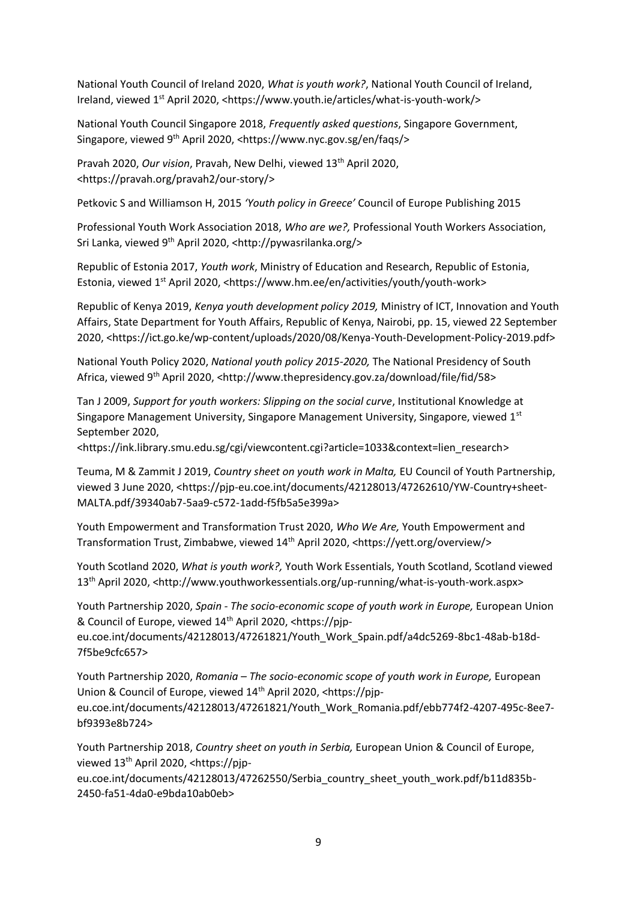National Youth Council of Ireland 2020, *What is youth work?*, National Youth Council of Ireland, Ireland, viewed 1st April 2020, <https://www.youth.ie/articles/what-is-youth-work/>

National Youth Council Singapore 2018, *Frequently asked questions*, Singapore Government, Singapore, viewed 9th April 2020, <https://www.nyc.gov.sg/en/faqs/>

Pravah 2020, *Our vision*, Pravah, New Delhi, viewed 13th April 2020, <https://pravah.org/pravah2/our-story/>

Petkovic S and Williamson H, 2015 *'Youth policy in Greece'* Council of Europe Publishing 2015

Professional Youth Work Association 2018, *Who are we?,* Professional Youth Workers Association, Sri Lanka, viewed 9th April 2020, <http://pywasrilanka.org/>

Republic of Estonia 2017, *Youth work*, Ministry of Education and Research, Republic of Estonia, Estonia, viewed 1st April 2020, <https://www.hm.ee/en/activities/youth/youth-work>

Republic of Kenya 2019, *Kenya youth development policy 2019,* Ministry of ICT, Innovation and Youth Affairs, State Department for Youth Affairs, Republic of Kenya, Nairobi, pp. 15, viewed 22 September 2020, <https://ict.go.ke/wp-content/uploads/2020/08/Kenya-Youth-Development-Policy-2019.pdf>

National Youth Policy 2020, *National youth policy 2015-2020,* The National Presidency of South Africa, viewed 9th April 2020, <http://www.thepresidency.gov.za/download/file/fid/58>

Tan J 2009, *Support for youth workers: Slipping on the social curve*, Institutional Knowledge at Singapore Management University, Singapore Management University, Singapore, viewed 1st September 2020, <https://ink.library.smu.edu.sg/cgi/viewcontent.cgi?article=1033&context=lien_research>

Teuma, M & Zammit J 2019, *Country sheet on youth work in Malta,* EU Council of Youth Partnership, viewed 3 June 2020, <https://pjp-eu.coe.int/documents/42128013/47262610/YW-Country+sheet-MALTA.pdf/39340ab7-5aa9-c572-1add-f5fb5a5e399a>

Youth Empowerment and Transformation Trust 2020, *Who We Are,* Youth Empowerment and Transformation Trust, Zimbabwe, viewed 14th April 2020, <https://yett.org/overview/>

Youth Scotland 2020, *What is youth work?,* Youth Work Essentials, Youth Scotland, Scotland viewed 13th April 2020, <http://www.youthworkessentials.org/up-running/what-is-youth-work.aspx>

Youth Partnership 2020, *Spain - The socio-economic scope of youth work in Europe,* European Union & Council of Europe, viewed 14th April 2020, <https://pjp-eu.coe.int/documents/42128013/47261821/Youth_Work_Spain.pdf/a4dc5269-8bc1-48ab-b18d-7f5be9cfc657>

Youth Partnership 2020, *Romania – The socio-economic scope of youth work in Europe,* European Union & Council of Europe, viewed 14th April 2020, <https://pjp-eu.coe.int/documents/42128013/47261821/Youth_Work_Romania.pdf/ebb774f2-4207-495c-8ee7-bf9393e8b724>

Youth Partnership 2018, *Country sheet on youth in Serbia,* European Union & Council of Europe, viewed 13th April 2020, <https://pjp-eu.coe.int/documents/42128013/47262550/Serbia_country_sheet_youth_work.pdf/b11d835b-2450-fa51-4da0-e9bda10ab0eb>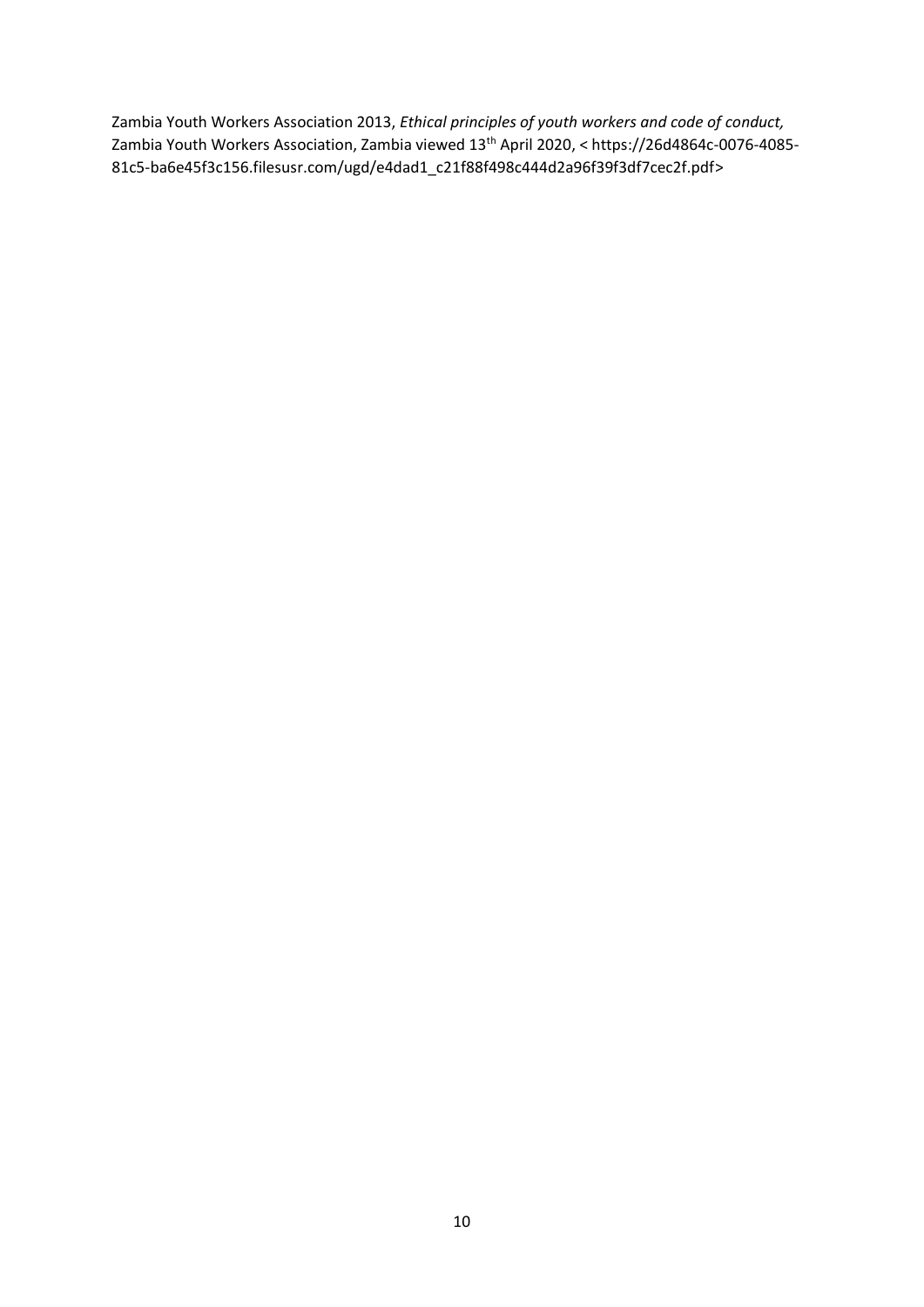Zambia Youth Workers Association 2013, *Ethical principles of youth workers and code of conduct,* Zambia Youth Workers Association, Zambia viewed 13th April 2020, < https://26d4864c-0076-4085-81c5-ba6e45f3c156.filesusr.com/ugd/e4dad1_c21f88f498c444d2a96f39f3df7cec2f.pdf>